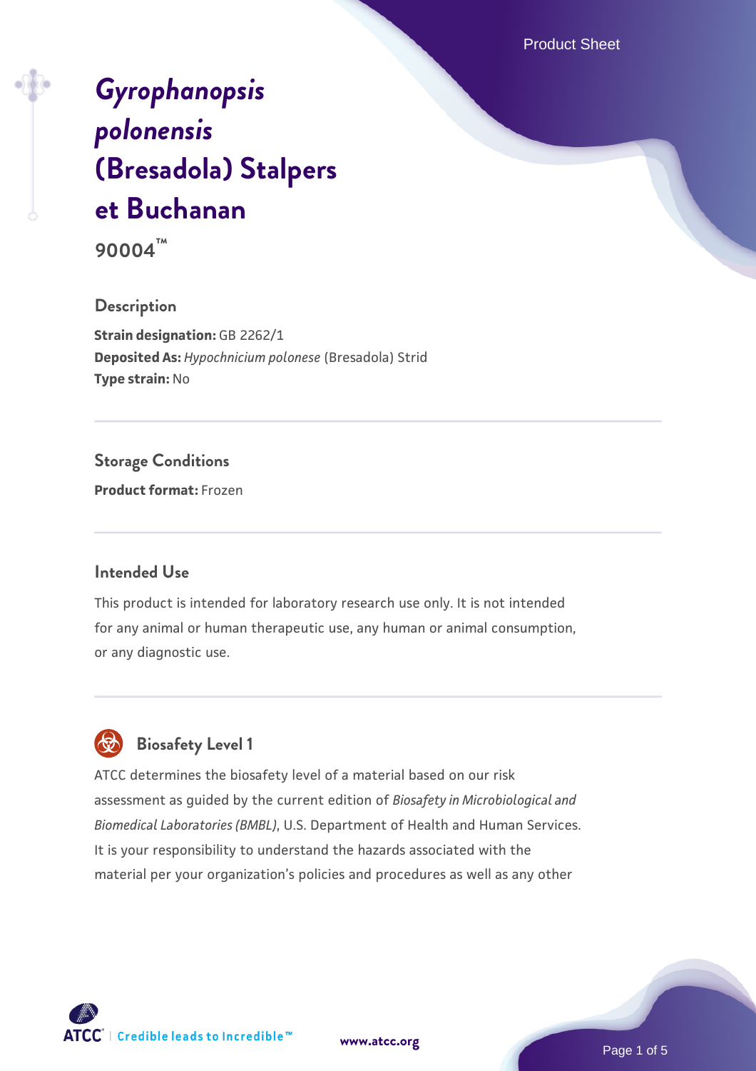# *Gyrophanopsis polonensis* (Bresadola) Stalpers et Buchanan

**90004™**

## Description

**Strain designation:** GB 2262/1
**Deposited As:** *Hypochnicium polonese* (Bresadola) Strid
**Type strain:** No

## Storage Conditions

**Product format:** Frozen

## Intended Use

This product is intended for laboratory research use only. It is not intended for any animal or human therapeutic use, any human or animal consumption, or any diagnostic use.

## Biosafety Level 1

ATCC determines the biosafety level of a material based on our risk assessment as guided by the current edition of *Biosafety in Microbiological and Biomedical Laboratories (BMBL)*, U.S. Department of Health and Human Services. It is your responsibility to understand the hazards associated with the material per your organization's policies and procedures as well as any other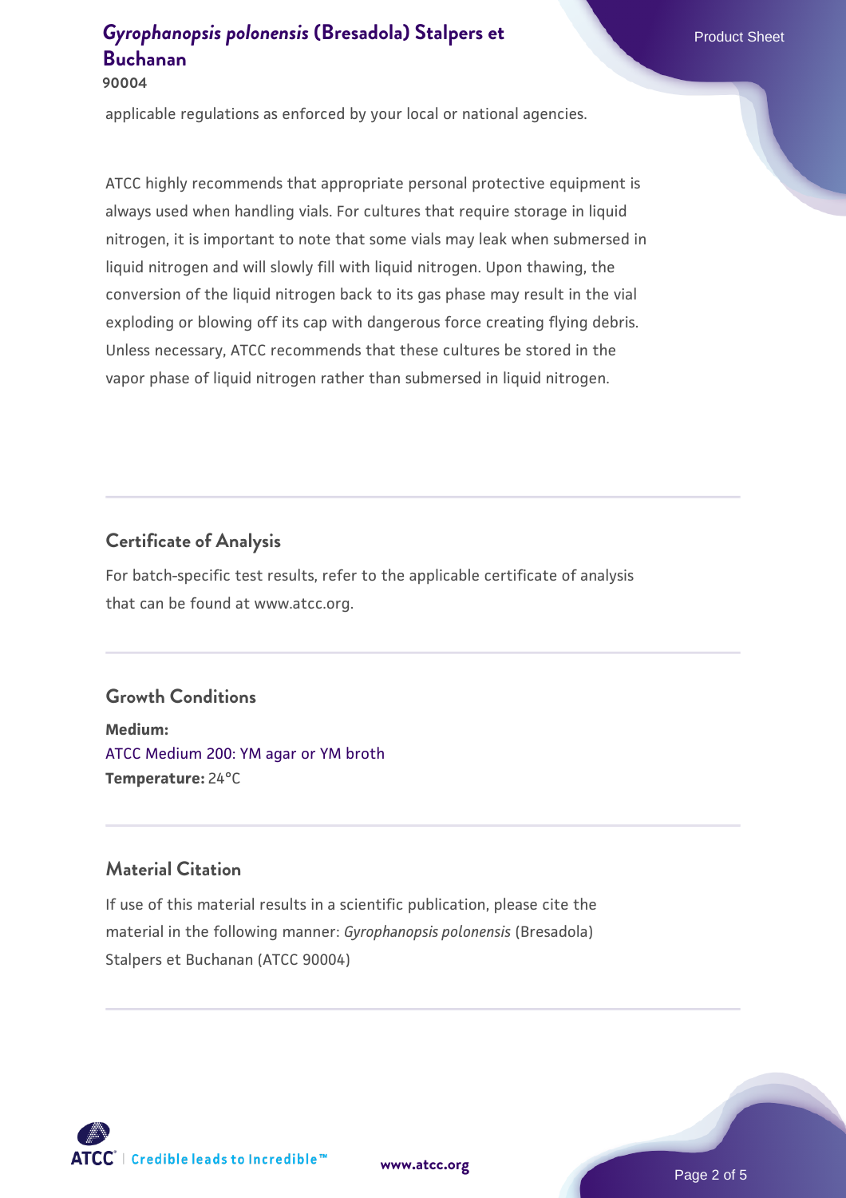applicable regulations as enforced by your local or national agencies.

ATCC highly recommends that appropriate personal protective equipment is always used when handling vials. For cultures that require storage in liquid nitrogen, it is important to note that some vials may leak when submersed in liquid nitrogen and will slowly fill with liquid nitrogen. Upon thawing, the conversion of the liquid nitrogen back to its gas phase may result in the vial exploding or blowing off its cap with dangerous force creating flying debris. Unless necessary, ATCC recommends that these cultures be stored in the vapor phase of liquid nitrogen rather than submersed in liquid nitrogen.

## Certificate of Analysis

For batch-specific test results, refer to the applicable certificate of analysis that can be found at www.atcc.org.

## Growth Conditions

**Medium:**
ATCC Medium 200: YM agar or YM broth
**Temperature:** 24°C

## Material Citation

If use of this material results in a scientific publication, please cite the material in the following manner: *Gyrophanopsis polonensis* (Bresadola) Stalpers et Buchanan (ATCC 90004)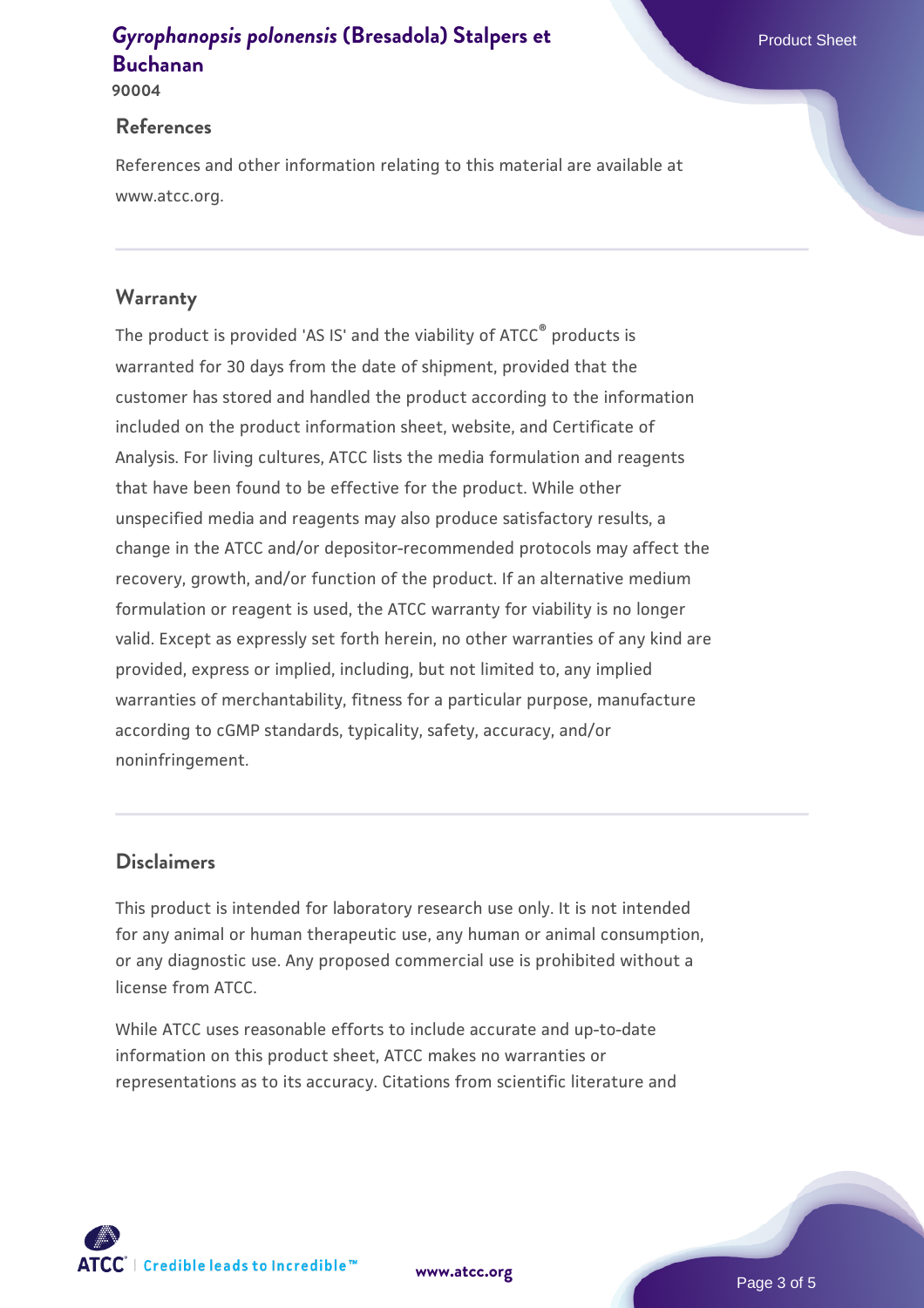## References

References and other information relating to this material are available at www.atcc.org.

## Warranty

The product is provided 'AS IS' and the viability of ATCC® products is warranted for 30 days from the date of shipment, provided that the customer has stored and handled the product according to the information included on the product information sheet, website, and Certificate of Analysis. For living cultures, ATCC lists the media formulation and reagents that have been found to be effective for the product. While other unspecified media and reagents may also produce satisfactory results, a change in the ATCC and/or depositor-recommended protocols may affect the recovery, growth, and/or function of the product. If an alternative medium formulation or reagent is used, the ATCC warranty for viability is no longer valid. Except as expressly set forth herein, no other warranties of any kind are provided, express or implied, including, but not limited to, any implied warranties of merchantability, fitness for a particular purpose, manufacture according to cGMP standards, typicality, safety, accuracy, and/or noninfringement.

## Disclaimers

This product is intended for laboratory research use only. It is not intended for any animal or human therapeutic use, any human or animal consumption, or any diagnostic use. Any proposed commercial use is prohibited without a license from ATCC.

While ATCC uses reasonable efforts to include accurate and up-to-date information on this product sheet, ATCC makes no warranties or representations as to its accuracy. Citations from scientific literature and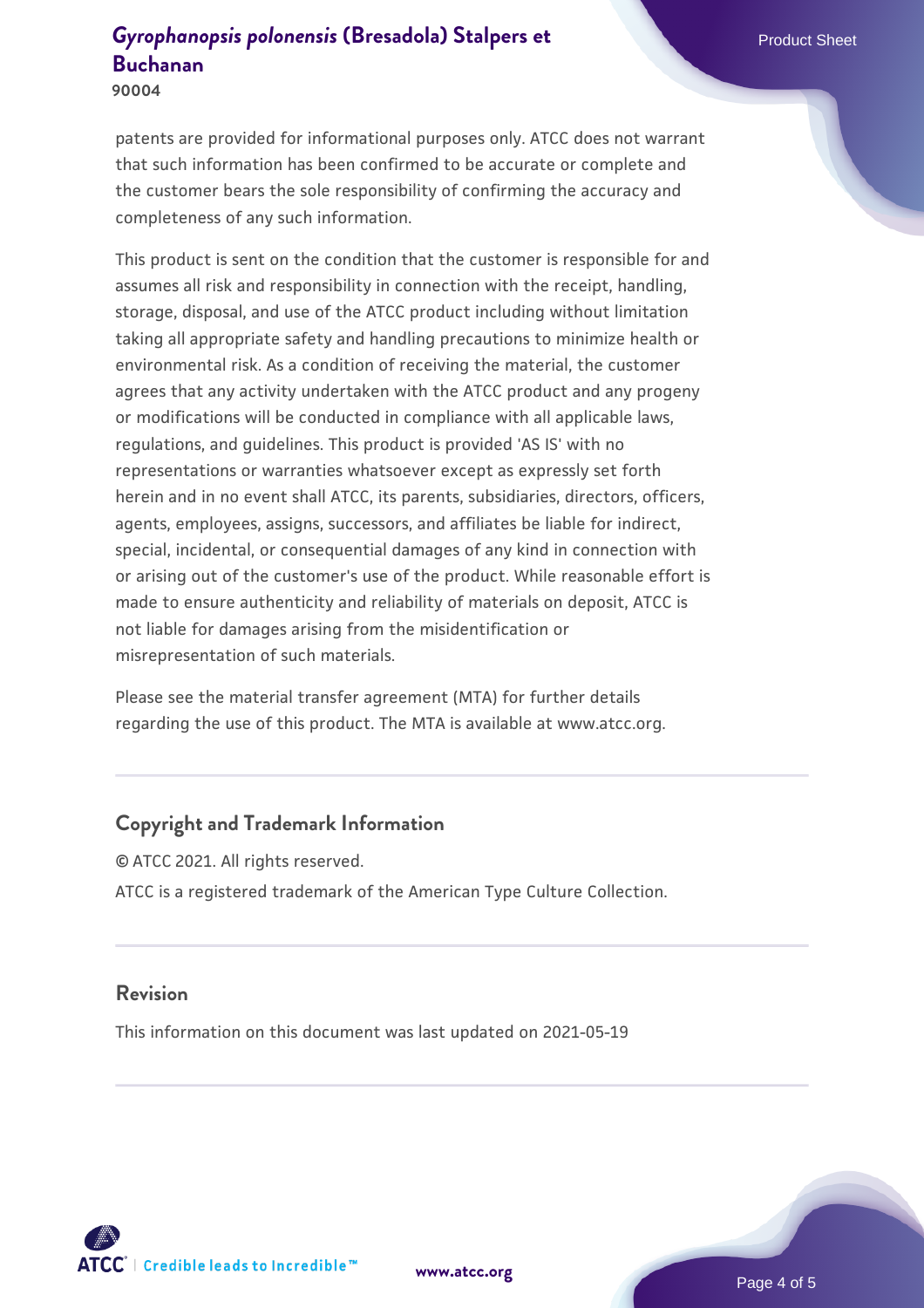patents are provided for informational purposes only. ATCC does not warrant that such information has been confirmed to be accurate or complete and the customer bears the sole responsibility of confirming the accuracy and completeness of any such information.

This product is sent on the condition that the customer is responsible for and assumes all risk and responsibility in connection with the receipt, handling, storage, disposal, and use of the ATCC product including without limitation taking all appropriate safety and handling precautions to minimize health or environmental risk. As a condition of receiving the material, the customer agrees that any activity undertaken with the ATCC product and any progeny or modifications will be conducted in compliance with all applicable laws, regulations, and guidelines. This product is provided 'AS IS' with no representations or warranties whatsoever except as expressly set forth herein and in no event shall ATCC, its parents, subsidiaries, directors, officers, agents, employees, assigns, successors, and affiliates be liable for indirect, special, incidental, or consequential damages of any kind in connection with or arising out of the customer's use of the product. While reasonable effort is made to ensure authenticity and reliability of materials on deposit, ATCC is not liable for damages arising from the misidentification or misrepresentation of such materials.

Please see the material transfer agreement (MTA) for further details regarding the use of this product. The MTA is available at www.atcc.org.

## Copyright and Trademark Information

© ATCC 2021. All rights reserved.

ATCC is a registered trademark of the American Type Culture Collection.

## Revision

This information on this document was last updated on 2021-05-19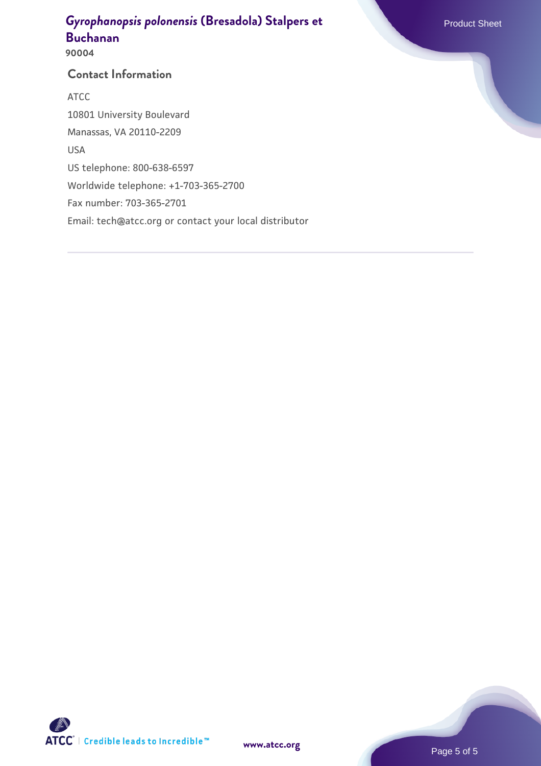## Contact Information

ATCC

10801 University Boulevard

Manassas, VA 20110-2209

USA

US telephone: 800-638-6597

Worldwide telephone: +1-703-365-2700

Fax number: 703-365-2701

Email: tech@atcc.org or contact your local distributor